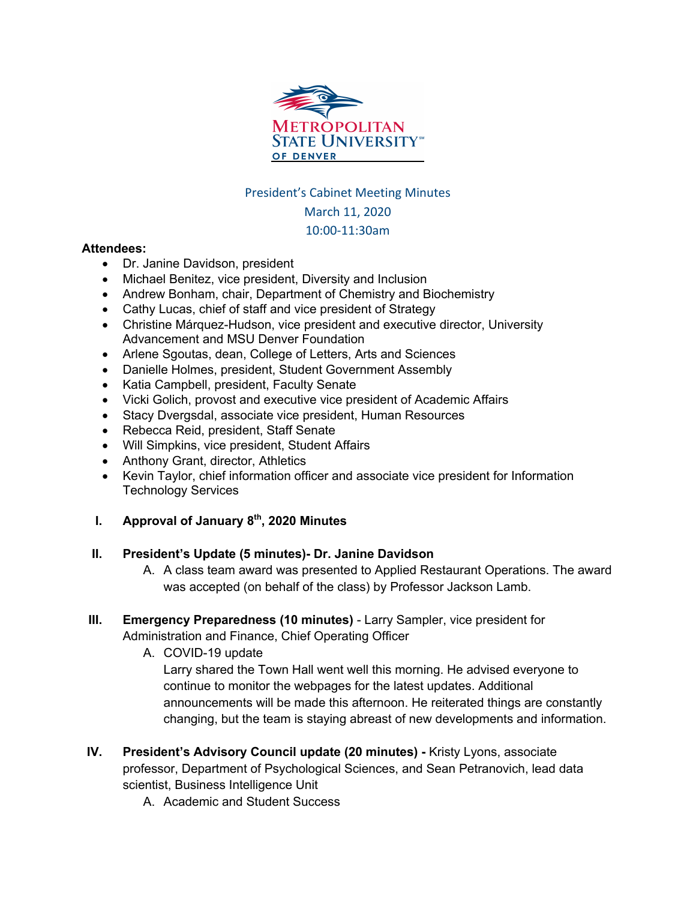Metropolitan State University of Denver

President's Cabinet Meeting Minutes
March 11, 2020
10:00-11:30am

**Attendees:**

- Dr. Janine Davidson, president
- Michael Benitez, vice president, Diversity and Inclusion
- Andrew Bonham, chair, Department of Chemistry and Biochemistry
- Cathy Lucas, chief of staff and vice president of Strategy
- Christine Márquez-Hudson, vice president and executive director, University Advancement and MSU Denver Foundation
- Arlene Sgoutas, dean, College of Letters, Arts and Sciences
- Danielle Holmes, president, Student Government Assembly
- Katia Campbell, president, Faculty Senate
- Vicki Golich, provost and executive vice president of Academic Affairs
- Stacy Dvergsdal, associate vice president, Human Resources
- Rebecca Reid, president, Staff Senate
- Will Simpkins, vice president, Student Affairs
- Anthony Grant, director, Athletics
- Kevin Taylor, chief information officer and associate vice president for Information Technology Services

I. **Approval of January 8th, 2020 Minutes**

II. **President's Update (5 minutes)- Dr. Janine Davidson**

   A. A class team award was presented to Applied Restaurant Operations. The award was accepted (on behalf of the class) by Professor Jackson Lamb.

III. **Emergency Preparedness (10 minutes)** - Larry Sampler, vice president for Administration and Finance, Chief Operating Officer

   A. COVID-19 update
   Larry shared the Town Hall went well this morning. He advised everyone to continue to monitor the webpages for the latest updates. Additional announcements will be made this afternoon. He reiterated things are constantly changing, but the team is staying abreast of new developments and information.

IV. **President's Advisory Council update (20 minutes) -** Kristy Lyons, associate professor, Department of Psychological Sciences, and Sean Petranovich, lead data scientist, Business Intelligence Unit

   A. Academic and Student Success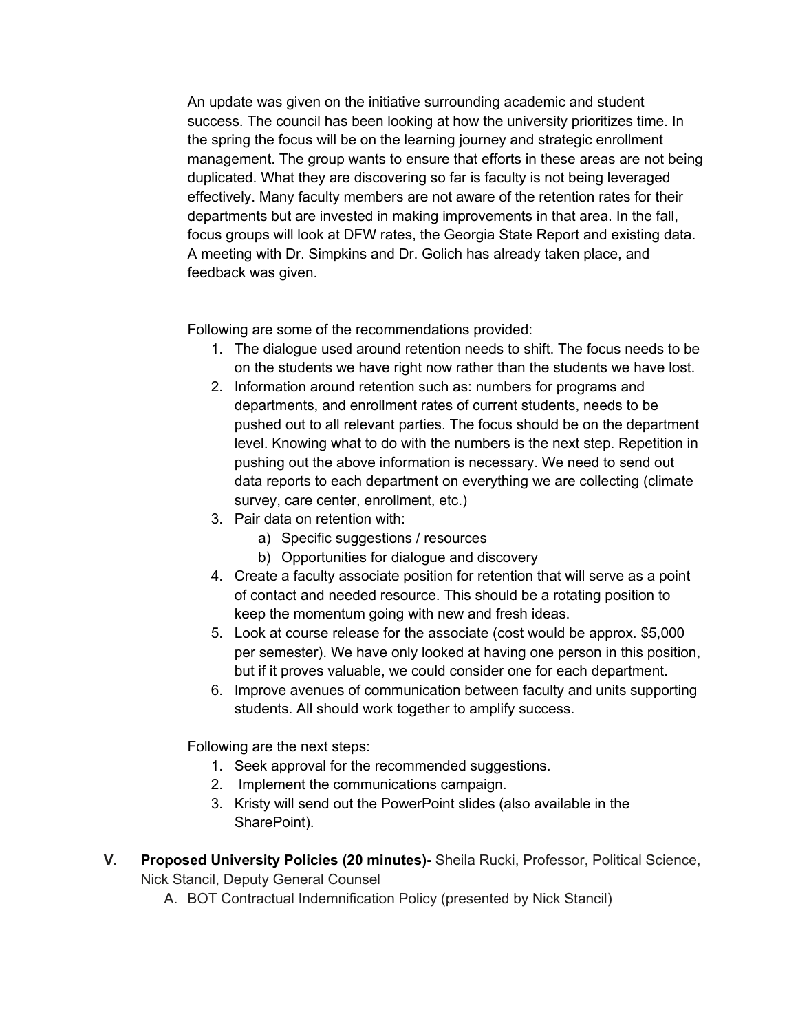An update was given on the initiative surrounding academic and student success. The council has been looking at how the university prioritizes time. In the spring the focus will be on the learning journey and strategic enrollment management. The group wants to ensure that efforts in these areas are not being duplicated. What they are discovering so far is faculty is not being leveraged effectively. Many faculty members are not aware of the retention rates for their departments but are invested in making improvements in that area. In the fall, focus groups will look at DFW rates, the Georgia State Report and existing data. A meeting with Dr. Simpkins and Dr. Golich has already taken place, and feedback was given.

Following are some of the recommendations provided:

1. The dialogue used around retention needs to shift. The focus needs to be on the students we have right now rather than the students we have lost.
2. Information around retention such as: numbers for programs and departments, and enrollment rates of current students, needs to be pushed out to all relevant parties. The focus should be on the department level. Knowing what to do with the numbers is the next step. Repetition in pushing out the above information is necessary. We need to send out data reports to each department on everything we are collecting (climate survey, care center, enrollment, etc.)
3. Pair data on retention with:
   a) Specific suggestions / resources
   b) Opportunities for dialogue and discovery
4. Create a faculty associate position for retention that will serve as a point of contact and needed resource. This should be a rotating position to keep the momentum going with new and fresh ideas.
5. Look at course release for the associate (cost would be approx. $5,000 per semester). We have only looked at having one person in this position, but if it proves valuable, we could consider one for each department.
6. Improve avenues of communication between faculty and units supporting students. All should work together to amplify success.

Following are the next steps:

1. Seek approval for the recommended suggestions.
2. Implement the communications campaign.
3. Kristy will send out the PowerPoint slides (also available in the SharePoint).

**V. Proposed University Policies (20 minutes)-** Sheila Rucki, Professor, Political Science, Nick Stancil, Deputy General Counsel

A. BOT Contractual Indemnification Policy (presented by Nick Stancil)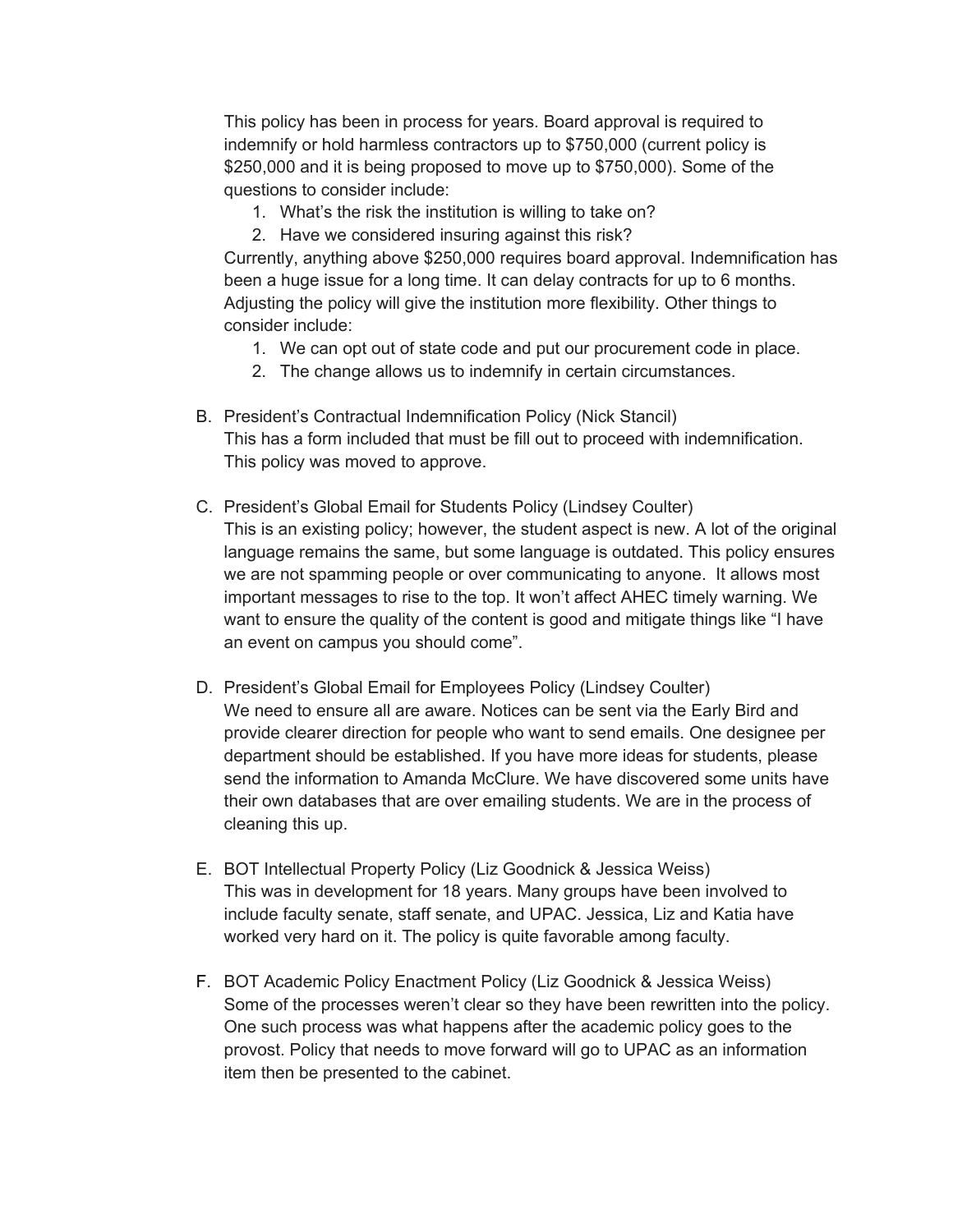This policy has been in process for years. Board approval is required to indemnify or hold harmless contractors up to $750,000 (current policy is $250,000 and it is being proposed to move up to $750,000). Some of the questions to consider include:

1. What's the risk the institution is willing to take on?
2. Have we considered insuring against this risk?

Currently, anything above $250,000 requires board approval. Indemnification has been a huge issue for a long time. It can delay contracts for up to 6 months. Adjusting the policy will give the institution more flexibility. Other things to consider include:

1. We can opt out of state code and put our procurement code in place.
2. The change allows us to indemnify in certain circumstances.

B. President's Contractual Indemnification Policy (Nick Stancil)
This has a form included that must be fill out to proceed with indemnification. This policy was moved to approve.

C. President's Global Email for Students Policy (Lindsey Coulter)
This is an existing policy; however, the student aspect is new. A lot of the original language remains the same, but some language is outdated. This policy ensures we are not spamming people or over communicating to anyone. It allows most important messages to rise to the top. It won't affect AHEC timely warning. We want to ensure the quality of the content is good and mitigate things like "I have an event on campus you should come".

D. President's Global Email for Employees Policy (Lindsey Coulter)
We need to ensure all are aware. Notices can be sent via the Early Bird and provide clearer direction for people who want to send emails. One designee per department should be established. If you have more ideas for students, please send the information to Amanda McClure. We have discovered some units have their own databases that are over emailing students. We are in the process of cleaning this up.

E. BOT Intellectual Property Policy (Liz Goodnick & Jessica Weiss)
This was in development for 18 years. Many groups have been involved to include faculty senate, staff senate, and UPAC. Jessica, Liz and Katia have worked very hard on it. The policy is quite favorable among faculty.

F. BOT Academic Policy Enactment Policy (Liz Goodnick & Jessica Weiss)
Some of the processes weren't clear so they have been rewritten into the policy. One such process was what happens after the academic policy goes to the provost. Policy that needs to move forward will go to UPAC as an information item then be presented to the cabinet.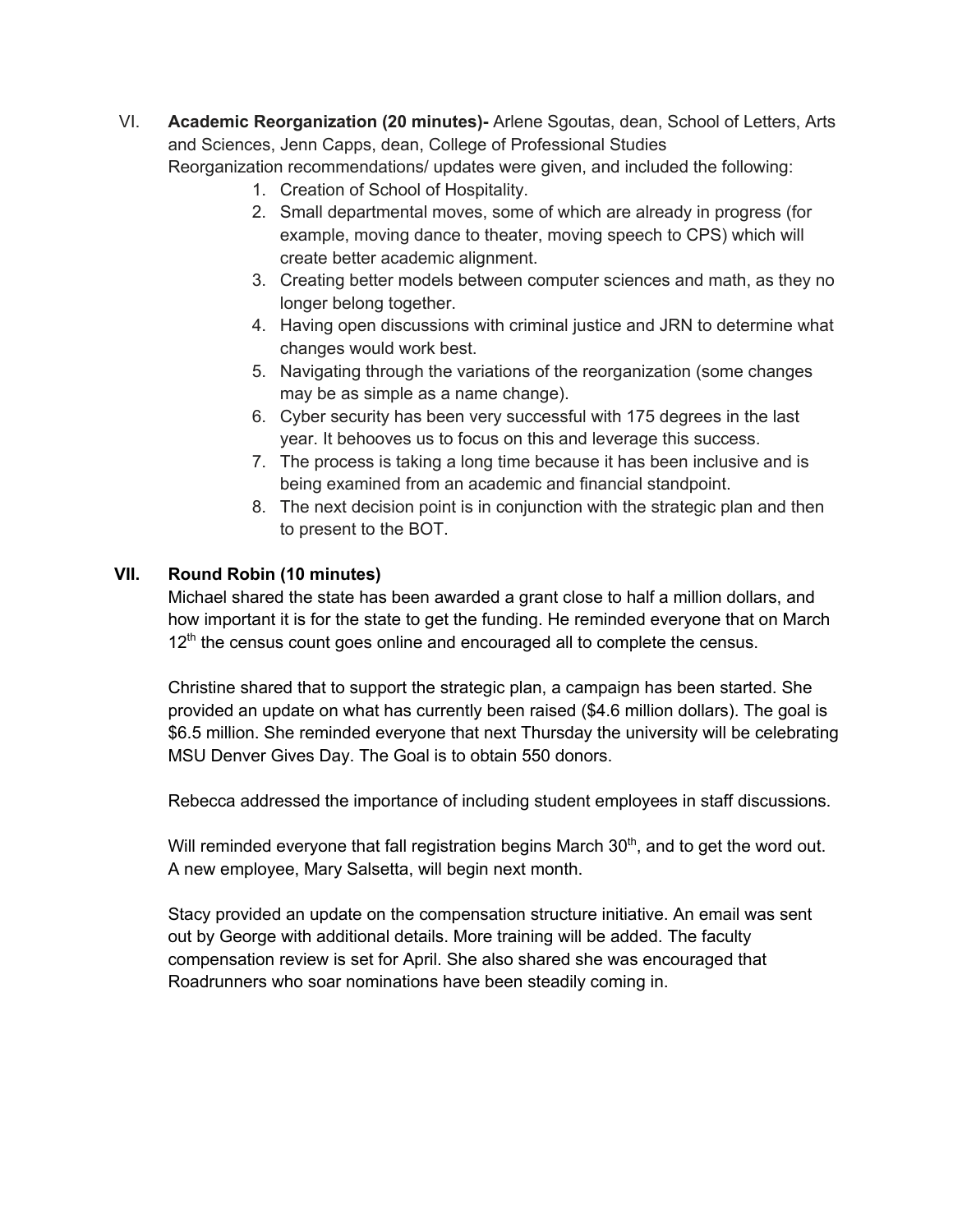VI. **Academic Reorganization (20 minutes)-** Arlene Sgoutas, dean, School of Letters, Arts and Sciences, Jenn Capps, dean, College of Professional Studies

Reorganization recommendations/ updates were given, and included the following:

1. Creation of School of Hospitality.
2. Small departmental moves, some of which are already in progress (for example, moving dance to theater, moving speech to CPS) which will create better academic alignment.
3. Creating better models between computer sciences and math, as they no longer belong together.
4. Having open discussions with criminal justice and JRN to determine what changes would work best.
5. Navigating through the variations of the reorganization (some changes may be as simple as a name change).
6. Cyber security has been very successful with 175 degrees in the last year. It behooves us to focus on this and leverage this success.
7. The process is taking a long time because it has been inclusive and is being examined from an academic and financial standpoint.
8. The next decision point is in conjunction with the strategic plan and then to present to the BOT.

**VII. Round Robin (10 minutes)**

Michael shared the state has been awarded a grant close to half a million dollars, and how important it is for the state to get the funding. He reminded everyone that on March 12th the census count goes online and encouraged all to complete the census.

Christine shared that to support the strategic plan, a campaign has been started. She provided an update on what has currently been raised ($4.6 million dollars). The goal is $6.5 million. She reminded everyone that next Thursday the university will be celebrating MSU Denver Gives Day. The Goal is to obtain 550 donors.

Rebecca addressed the importance of including student employees in staff discussions.

Will reminded everyone that fall registration begins March 30th, and to get the word out. A new employee, Mary Salsetta, will begin next month.

Stacy provided an update on the compensation structure initiative. An email was sent out by George with additional details. More training will be added. The faculty compensation review is set for April. She also shared she was encouraged that Roadrunners who soar nominations have been steadily coming in.